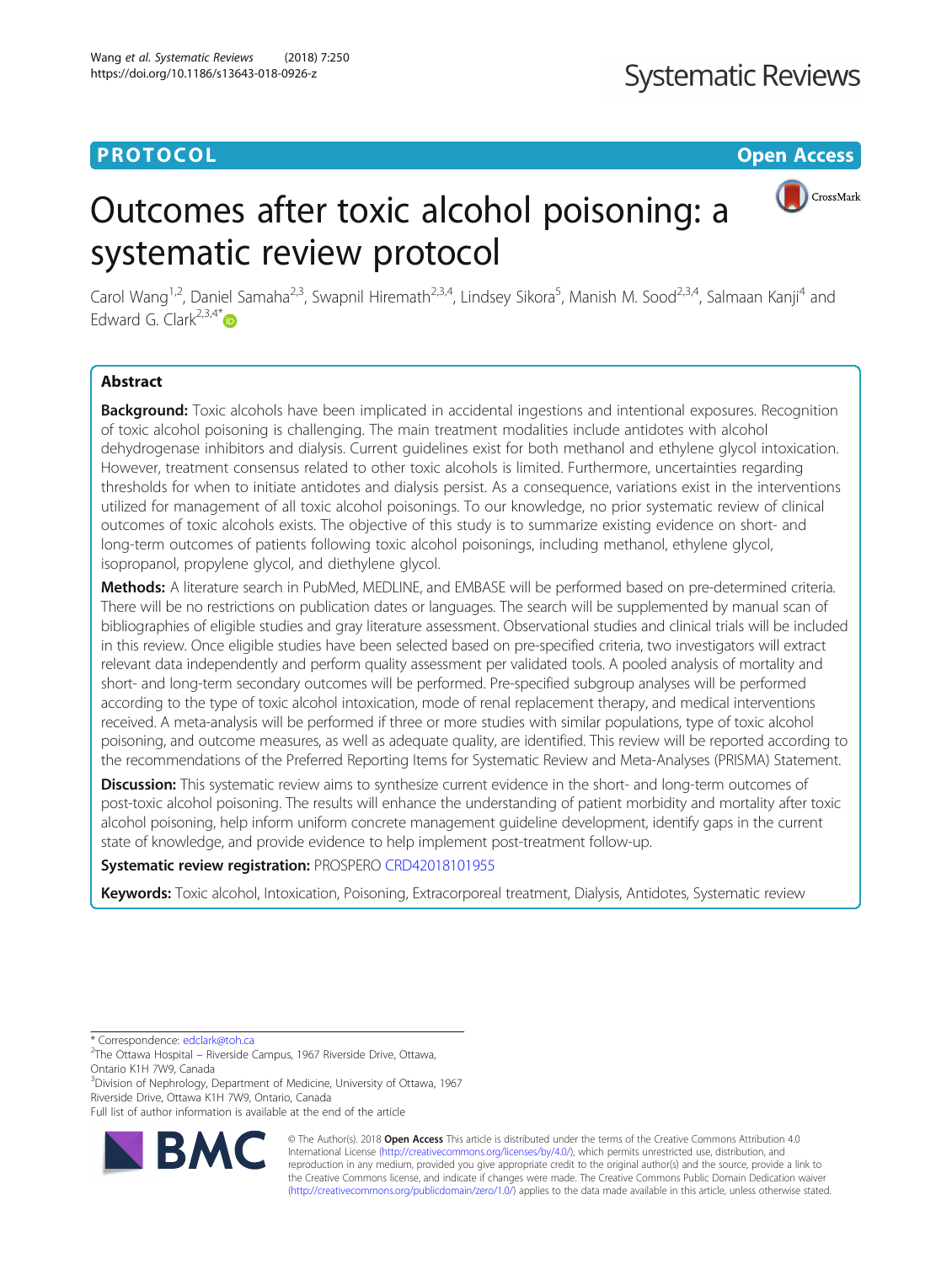PROTOCOL

Open Access

# Outcomes after toxic alcohol poisoning: a systematic review protocol

Carol Wang[1,2], Daniel Samaha[2,3], Swapnil Hiremath[2,3,4], Lindsey Sikora[5], Manish M. Sood[2,3,4], Salmaan Kanji[4] and Edward G. Clark[2,3,4*]

## Abstract

**Background:** Toxic alcohols have been implicated in accidental ingestions and intentional exposures. Recognition of toxic alcohol poisoning is challenging. The main treatment modalities include antidotes with alcohol dehydrogenase inhibitors and dialysis. Current guidelines exist for both methanol and ethylene glycol intoxication. However, treatment consensus related to other toxic alcohols is limited. Furthermore, uncertainties regarding thresholds for when to initiate antidotes and dialysis persist. As a consequence, variations exist in the interventions utilized for management of all toxic alcohol poisonings. To our knowledge, no prior systematic review of clinical outcomes of toxic alcohols exists. The objective of this study is to summarize existing evidence on short- and long-term outcomes of patients following toxic alcohol poisonings, including methanol, ethylene glycol, isopropanol, propylene glycol, and diethylene glycol.

**Methods:** A literature search in PubMed, MEDLINE, and EMBASE will be performed based on pre-determined criteria. There will be no restrictions on publication dates or languages. The search will be supplemented by manual scan of bibliographies of eligible studies and gray literature assessment. Observational studies and clinical trials will be included in this review. Once eligible studies have been selected based on pre-specified criteria, two investigators will extract relevant data independently and perform quality assessment per validated tools. A pooled analysis of mortality and short- and long-term secondary outcomes will be performed. Pre-specified subgroup analyses will be performed according to the type of toxic alcohol intoxication, mode of renal replacement therapy, and medical interventions received. A meta-analysis will be performed if three or more studies with similar populations, type of toxic alcohol poisoning, and outcome measures, as well as adequate quality, are identified. This review will be reported according to the recommendations of the Preferred Reporting Items for Systematic Review and Meta-Analyses (PRISMA) Statement.

**Discussion:** This systematic review aims to synthesize current evidence in the short- and long-term outcomes of post-toxic alcohol poisoning. The results will enhance the understanding of patient morbidity and mortality after toxic alcohol poisoning, help inform uniform concrete management guideline development, identify gaps in the current state of knowledge, and provide evidence to help implement post-treatment follow-up.

**Systematic review registration:** PROSPERO CRD42018101955

**Keywords:** Toxic alcohol, Intoxication, Poisoning, Extracorporeal treatment, Dialysis, Antidotes, Systematic review

---

\* Correspondence: edclark@toh.ca

[2]The Ottawa Hospital – Riverside Campus, 1967 Riverside Drive, Ottawa, Ontario K1H 7W9, Canada

[3]Division of Nephrology, Department of Medicine, University of Ottawa, 1967 Riverside Drive, Ottawa K1H 7W9, Ontario, Canada

Full list of author information is available at the end of the article

© The Author(s). 2018 **Open Access** This article is distributed under the terms of the Creative Commons Attribution 4.0 International License (http://creativecommons.org/licenses/by/4.0/), which permits unrestricted use, distribution, and reproduction in any medium, provided you give appropriate credit to the original author(s) and the source, provide a link to the Creative Commons license, and indicate if changes were made. The Creative Commons Public Domain Dedication waiver (http://creativecommons.org/publicdomain/zero/1.0/) applies to the data made available in this article, unless otherwise stated.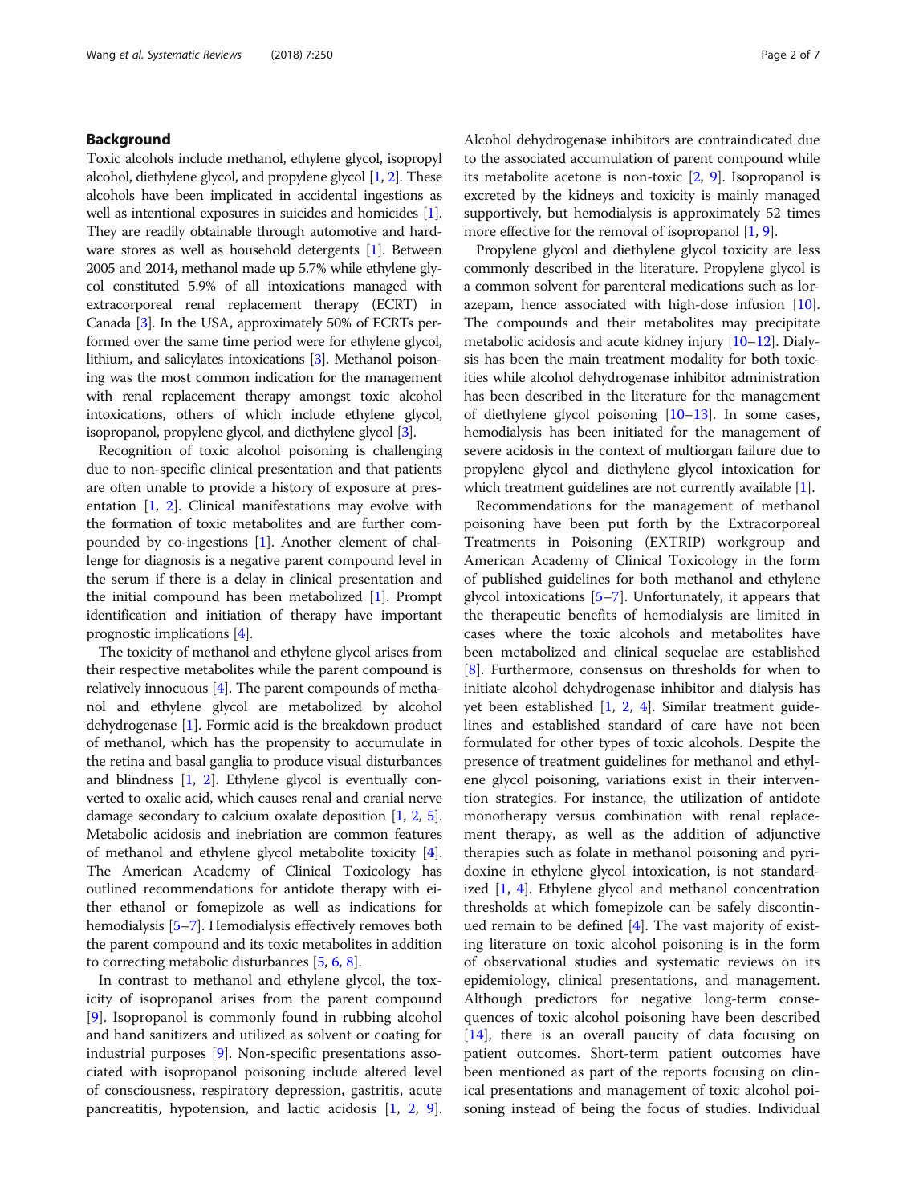## Background

Toxic alcohols include methanol, ethylene glycol, isopropyl alcohol, diethylene glycol, and propylene glycol [1, 2]. These alcohols have been implicated in accidental ingestions as well as intentional exposures in suicides and homicides [1]. They are readily obtainable through automotive and hardware stores as well as household detergents [1]. Between 2005 and 2014, methanol made up 5.7% while ethylene glycol constituted 5.9% of all intoxications managed with extracorporeal renal replacement therapy (ECRT) in Canada [3]. In the USA, approximately 50% of ECRTs performed over the same time period were for ethylene glycol, lithium, and salicylates intoxications [3]. Methanol poisoning was the most common indication for the management with renal replacement therapy amongst toxic alcohol intoxications, others of which include ethylene glycol, isopropanol, propylene glycol, and diethylene glycol [3].

Recognition of toxic alcohol poisoning is challenging due to non-specific clinical presentation and that patients are often unable to provide a history of exposure at presentation [1, 2]. Clinical manifestations may evolve with the formation of toxic metabolites and are further compounded by co-ingestions [1]. Another element of challenge for diagnosis is a negative parent compound level in the serum if there is a delay in clinical presentation and the initial compound has been metabolized [1]. Prompt identification and initiation of therapy have important prognostic implications [4].

The toxicity of methanol and ethylene glycol arises from their respective metabolites while the parent compound is relatively innocuous [4]. The parent compounds of methanol and ethylene glycol are metabolized by alcohol dehydrogenase [1]. Formic acid is the breakdown product of methanol, which has the propensity to accumulate in the retina and basal ganglia to produce visual disturbances and blindness [1, 2]. Ethylene glycol is eventually converted to oxalic acid, which causes renal and cranial nerve damage secondary to calcium oxalate deposition [1, 2, 5]. Metabolic acidosis and inebriation are common features of methanol and ethylene glycol metabolite toxicity [4]. The American Academy of Clinical Toxicology has outlined recommendations for antidote therapy with either ethanol or fomepizole as well as indications for hemodialysis [5–7]. Hemodialysis effectively removes both the parent compound and its toxic metabolites in addition to correcting metabolic disturbances [5, 6, 8].

In contrast to methanol and ethylene glycol, the toxicity of isopropanol arises from the parent compound [9]. Isopropanol is commonly found in rubbing alcohol and hand sanitizers and utilized as solvent or coating for industrial purposes [9]. Non-specific presentations associated with isopropanol poisoning include altered level of consciousness, respiratory depression, gastritis, acute pancreatitis, hypotension, and lactic acidosis [1, 2, 9]. Alcohol dehydrogenase inhibitors are contraindicated due to the associated accumulation of parent compound while its metabolite acetone is non-toxic [2, 9]. Isopropanol is excreted by the kidneys and toxicity is mainly managed supportively, but hemodialysis is approximately 52 times more effective for the removal of isopropanol [1, 9].

Propylene glycol and diethylene glycol toxicity are less commonly described in the literature. Propylene glycol is a common solvent for parenteral medications such as lorazepam, hence associated with high-dose infusion [10]. The compounds and their metabolites may precipitate metabolic acidosis and acute kidney injury [10–12]. Dialysis has been the main treatment modality for both toxicities while alcohol dehydrogenase inhibitor administration has been described in the literature for the management of diethylene glycol poisoning [10–13]. In some cases, hemodialysis has been initiated for the management of severe acidosis in the context of multiorgan failure due to propylene glycol and diethylene glycol intoxication for which treatment guidelines are not currently available [1].

Recommendations for the management of methanol poisoning have been put forth by the Extracorporeal Treatments in Poisoning (EXTRIP) workgroup and American Academy of Clinical Toxicology in the form of published guidelines for both methanol and ethylene glycol intoxications [5–7]. Unfortunately, it appears that the therapeutic benefits of hemodialysis are limited in cases where the toxic alcohols and metabolites have been metabolized and clinical sequelae are established [8]. Furthermore, consensus on thresholds for when to initiate alcohol dehydrogenase inhibitor and dialysis has yet been established [1, 2, 4]. Similar treatment guidelines and established standard of care have not been formulated for other types of toxic alcohols. Despite the presence of treatment guidelines for methanol and ethylene glycol poisoning, variations exist in their intervention strategies. For instance, the utilization of antidote monotherapy versus combination with renal replacement therapy, as well as the addition of adjunctive therapies such as folate in methanol poisoning and pyridoxine in ethylene glycol intoxication, is not standardized [1, 4]. Ethylene glycol and methanol concentration thresholds at which fomepizole can be safely discontinued remain to be defined [4]. The vast majority of existing literature on toxic alcohol poisoning is in the form of observational studies and systematic reviews on its epidemiology, clinical presentations, and management. Although predictors for negative long-term consequences of toxic alcohol poisoning have been described [14], there is an overall paucity of data focusing on patient outcomes. Short-term patient outcomes have been mentioned as part of the reports focusing on clinical presentations and management of toxic alcohol poisoning instead of being the focus of studies. Individual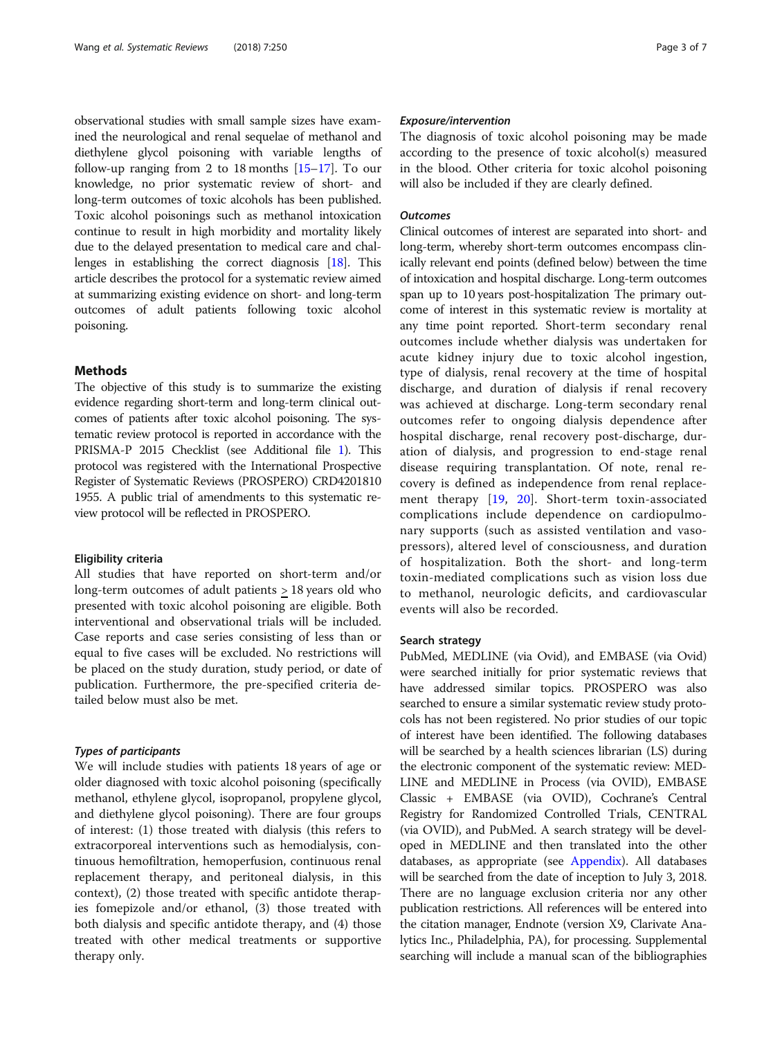observational studies with small sample sizes have examined the neurological and renal sequelae of methanol and diethylene glycol poisoning with variable lengths of follow-up ranging from 2 to 18 months [15–17]. To our knowledge, no prior systematic review of short- and long-term outcomes of toxic alcohols has been published. Toxic alcohol poisonings such as methanol intoxication continue to result in high morbidity and mortality likely due to the delayed presentation to medical care and challenges in establishing the correct diagnosis [18]. This article describes the protocol for a systematic review aimed at summarizing existing evidence on short- and long-term outcomes of adult patients following toxic alcohol poisoning.

## Methods

The objective of this study is to summarize the existing evidence regarding short-term and long-term clinical outcomes of patients after toxic alcohol poisoning. The systematic review protocol is reported in accordance with the PRISMA-P 2015 Checklist (see Additional file 1). This protocol was registered with the International Prospective Register of Systematic Reviews (PROSPERO) CRD42018101955. A public trial of amendments to this systematic review protocol will be reflected in PROSPERO.

### Eligibility criteria

All studies that have reported on short-term and/or long-term outcomes of adult patients ≥ 18 years old who presented with toxic alcohol poisoning are eligible. Both interventional and observational trials will be included. Case reports and case series consisting of less than or equal to five cases will be excluded. No restrictions will be placed on the study duration, study period, or date of publication. Furthermore, the pre-specified criteria detailed below must also be met.

#### *Types of participants*

We will include studies with patients 18 years of age or older diagnosed with toxic alcohol poisoning (specifically methanol, ethylene glycol, isopropanol, propylene glycol, and diethylene glycol poisoning). There are four groups of interest: (1) those treated with dialysis (this refers to extracorporeal interventions such as hemodialysis, continuous hemofiltration, hemoperfusion, continuous renal replacement therapy, and peritoneal dialysis, in this context), (2) those treated with specific antidote therapies fomepizole and/or ethanol, (3) those treated with both dialysis and specific antidote therapy, and (4) those treated with other medical treatments or supportive therapy only.

#### *Exposure/intervention*

The diagnosis of toxic alcohol poisoning may be made according to the presence of toxic alcohol(s) measured in the blood. Other criteria for toxic alcohol poisoning will also be included if they are clearly defined.

#### *Outcomes*

Clinical outcomes of interest are separated into short- and long-term, whereby short-term outcomes encompass clinically relevant end points (defined below) between the time of intoxication and hospital discharge. Long-term outcomes span up to 10 years post-hospitalization The primary outcome of interest in this systematic review is mortality at any time point reported. Short-term secondary renal outcomes include whether dialysis was undertaken for acute kidney injury due to toxic alcohol ingestion, type of dialysis, renal recovery at the time of hospital discharge, and duration of dialysis if renal recovery was achieved at discharge. Long-term secondary renal outcomes refer to ongoing dialysis dependence after hospital discharge, renal recovery post-discharge, duration of dialysis, and progression to end-stage renal disease requiring transplantation. Of note, renal recovery is defined as independence from renal replacement therapy [19, 20]. Short-term toxin-associated complications include dependence on cardiopulmonary supports (such as assisted ventilation and vasopressors), altered level of consciousness, and duration of hospitalization. Both the short- and long-term toxin-mediated complications such as vision loss due to methanol, neurologic deficits, and cardiovascular events will also be recorded.

### Search strategy

PubMed, MEDLINE (via Ovid), and EMBASE (via Ovid) were searched initially for prior systematic reviews that have addressed similar topics. PROSPERO was also searched to ensure a similar systematic review study protocols has not been registered. No prior studies of our topic of interest have been identified. The following databases will be searched by a health sciences librarian (LS) during the electronic component of the systematic review: MEDLINE and MEDLINE in Process (via OVID), EMBASE Classic + EMBASE (via OVID), Cochrane's Central Registry for Randomized Controlled Trials, CENTRAL (via OVID), and PubMed. A search strategy will be developed in MEDLINE and then translated into the other databases, as appropriate (see Appendix). All databases will be searched from the date of inception to July 3, 2018. There are no language exclusion criteria nor any other publication restrictions. All references will be entered into the citation manager, Endnote (version X9, Clarivate Analytics Inc., Philadelphia, PA), for processing. Supplemental searching will include a manual scan of the bibliographies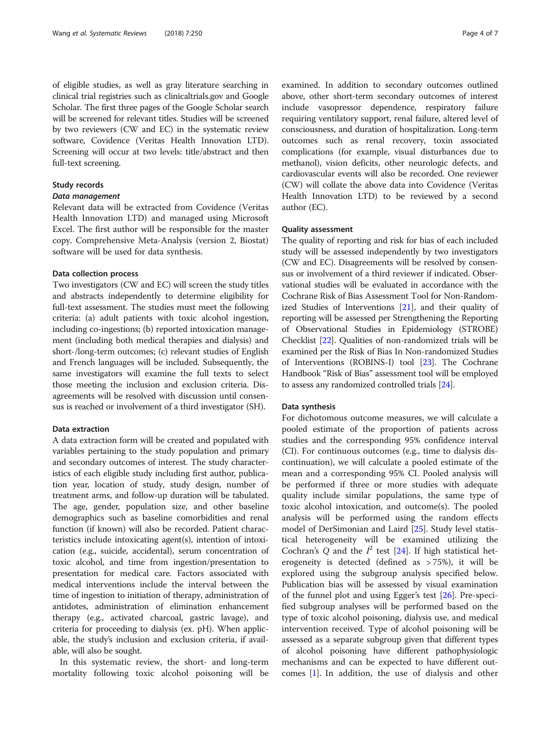of eligible studies, as well as gray literature searching in clinical trial registries such as clinicaltrials.gov and Google Scholar. The first three pages of the Google Scholar search will be screened for relevant titles. Studies will be screened by two reviewers (CW and EC) in the systematic review software, Covidence (Veritas Health Innovation LTD). Screening will occur at two levels: title/abstract and then full-text screening.

### Study records

#### *Data management*

Relevant data will be extracted from Covidence (Veritas Health Innovation LTD) and managed using Microsoft Excel. The first author will be responsible for the master copy. Comprehensive Meta-Analysis (version 2, Biostat) software will be used for data synthesis.

### Data collection process

Two investigators (CW and EC) will screen the study titles and abstracts independently to determine eligibility for full-text assessment. The studies must meet the following criteria: (a) adult patients with toxic alcohol ingestion, including co-ingestions; (b) reported intoxication management (including both medical therapies and dialysis) and short-/long-term outcomes; (c) relevant studies of English and French languages will be included. Subsequently, the same investigators will examine the full texts to select those meeting the inclusion and exclusion criteria. Disagreements will be resolved with discussion until consensus is reached or involvement of a third investigator (SH).

### Data extraction

A data extraction form will be created and populated with variables pertaining to the study population and primary and secondary outcomes of interest. The study characteristics of each eligible study including first author, publication year, location of study, study design, number of treatment arms, and follow-up duration will be tabulated. The age, gender, population size, and other baseline demographics such as baseline comorbidities and renal function (if known) will also be recorded. Patient characteristics include intoxicating agent(s), intention of intoxication (e.g., suicide, accidental), serum concentration of toxic alcohol, and time from ingestion/presentation to presentation for medical care. Factors associated with medical interventions include the interval between the time of ingestion to initiation of therapy, administration of antidotes, administration of elimination enhancement therapy (e.g., activated charcoal, gastric lavage), and criteria for proceeding to dialysis (ex. pH). When applicable, the study's inclusion and exclusion criteria, if available, will also be sought.

In this systematic review, the short- and long-term mortality following toxic alcohol poisoning will be examined. In addition to secondary outcomes outlined above, other short-term secondary outcomes of interest include vasopressor dependence, respiratory failure requiring ventilatory support, renal failure, altered level of consciousness, and duration of hospitalization. Long-term outcomes such as renal recovery, toxin associated complications (for example, visual disturbances due to methanol), vision deficits, other neurologic defects, and cardiovascular events will also be recorded. One reviewer (CW) will collate the above data into Covidence (Veritas Health Innovation LTD) to be reviewed by a second author (EC).

### Quality assessment

The quality of reporting and risk for bias of each included study will be assessed independently by two investigators (CW and EC). Disagreements will be resolved by consensus or involvement of a third reviewer if indicated. Observational studies will be evaluated in accordance with the Cochrane Risk of Bias Assessment Tool for Non-Randomized Studies of Interventions [21], and their quality of reporting will be assessed per Strengthening the Reporting of Observational Studies in Epidemiology (STROBE) Checklist [22]. Qualities of non-randomized trials will be examined per the Risk of Bias In Non-randomized Studies of Interventions (ROBINS-I) tool [23]. The Cochrane Handbook "Risk of Bias" assessment tool will be employed to assess any randomized controlled trials [24].

### Data synthesis

For dichotomous outcome measures, we will calculate a pooled estimate of the proportion of patients across studies and the corresponding 95% confidence interval (CI). For continuous outcomes (e.g., time to dialysis discontinuation), we will calculate a pooled estimate of the mean and a corresponding 95% CI. Pooled analysis will be performed if three or more studies with adequate quality include similar populations, the same type of toxic alcohol intoxication, and outcome(s). The pooled analysis will be performed using the random effects model of DerSimonian and Laird [25]. Study level statistical heterogeneity will be examined utilizing the Cochran's $Q$ and the $I^2$ test [24]. If high statistical heterogeneity is detected (defined as > 75%), it will be explored using the subgroup analysis specified below. Publication bias will be assessed by visual examination of the funnel plot and using Egger's test [26]. Pre-specified subgroup analyses will be performed based on the type of toxic alcohol poisoning, dialysis use, and medical intervention received. Type of alcohol poisoning will be assessed as a separate subgroup given that different types of alcohol poisoning have different pathophysiologic mechanisms and can be expected to have different outcomes [1]. In addition, the use of dialysis and other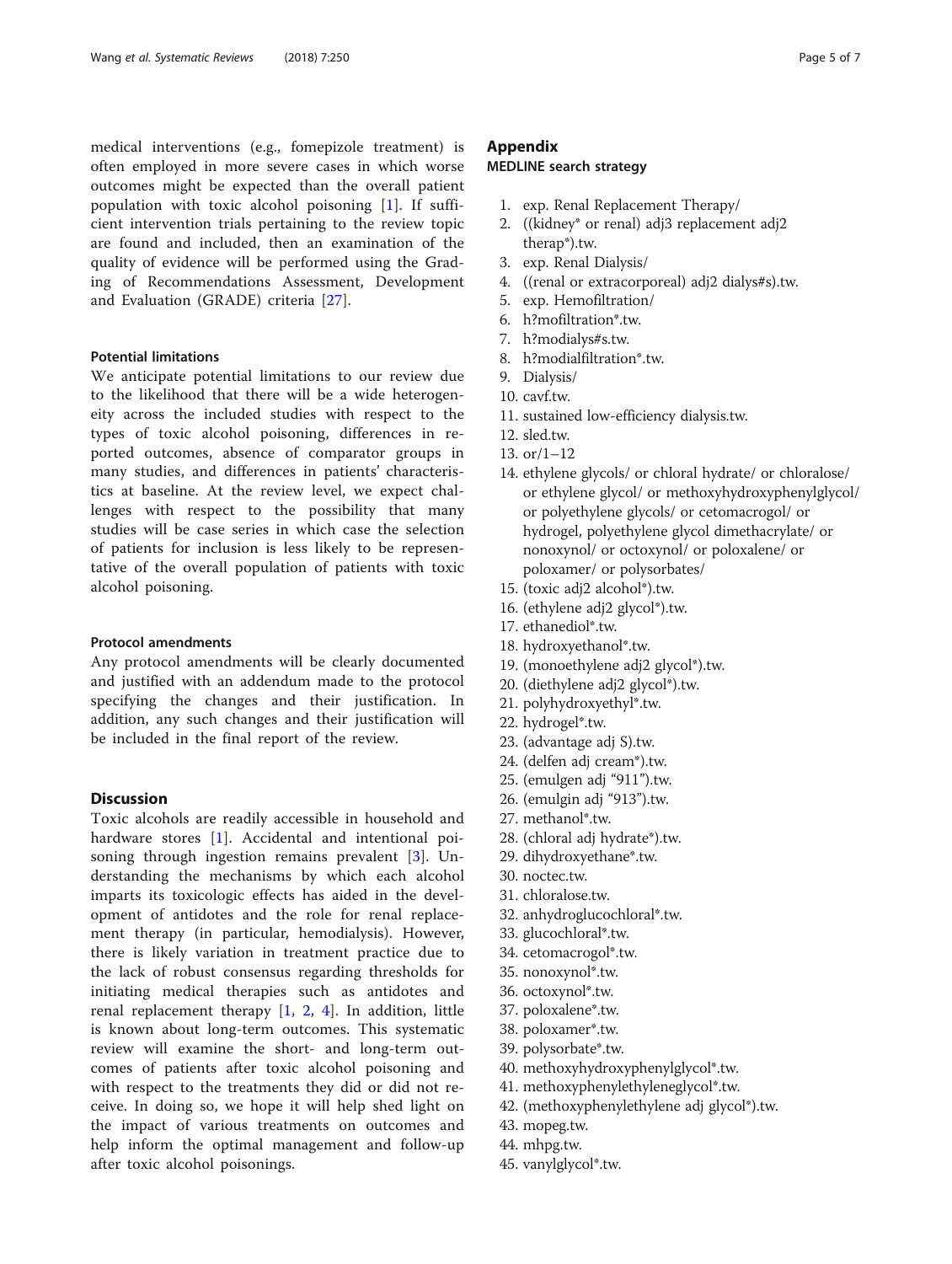medical interventions (e.g., fomepizole treatment) is often employed in more severe cases in which worse outcomes might be expected than the overall patient population with toxic alcohol poisoning [1]. If sufficient intervention trials pertaining to the review topic are found and included, then an examination of the quality of evidence will be performed using the Grading of Recommendations Assessment, Development and Evaluation (GRADE) criteria [27].

### Potential limitations

We anticipate potential limitations to our review due to the likelihood that there will be a wide heterogeneity across the included studies with respect to the types of toxic alcohol poisoning, differences in reported outcomes, absence of comparator groups in many studies, and differences in patients' characteristics at baseline. At the review level, we expect challenges with respect to the possibility that many studies will be case series in which case the selection of patients for inclusion is less likely to be representative of the overall population of patients with toxic alcohol poisoning.

### Protocol amendments

Any protocol amendments will be clearly documented and justified with an addendum made to the protocol specifying the changes and their justification. In addition, any such changes and their justification will be included in the final report of the review.

## Discussion

Toxic alcohols are readily accessible in household and hardware stores [1]. Accidental and intentional poisoning through ingestion remains prevalent [3]. Understanding the mechanisms by which each alcohol imparts its toxicologic effects has aided in the development of antidotes and the role for renal replacement therapy (in particular, hemodialysis). However, there is likely variation in treatment practice due to the lack of robust consensus regarding thresholds for initiating medical therapies such as antidotes and renal replacement therapy [1, 2, 4]. In addition, little is known about long-term outcomes. This systematic review will examine the short- and long-term outcomes of patients after toxic alcohol poisoning and with respect to the treatments they did or did not receive. In doing so, we hope it will help shed light on the impact of various treatments on outcomes and help inform the optimal management and follow-up after toxic alcohol poisonings.

## Appendix

### MEDLINE search strategy

1. exp. Renal Replacement Therapy/
2. ((kidney* or renal) adj3 replacement adj2 therap*).tw.
3. exp. Renal Dialysis/
4. ((renal or extracorporeal) adj2 dialys#s).tw.
5. exp. Hemofiltration/
6. h?mofiltration*.tw.
7. h?modialys#s.tw.
8. h?modialfiltration*.tw.
9. Dialysis/
10. cavf.tw.
11. sustained low-efficiency dialysis.tw.
12. sled.tw.
13. or/1–12
14. ethylene glycols/ or chloral hydrate/ or chloralose/ or ethylene glycol/ or methoxyhydroxyphenylglycol/ or polyethylene glycols/ or cetomacrogol/ or hydrogel, polyethylene glycol dimethacrylate/ or nonoxynol/ or octoxynol/ or poloxalene/ or poloxamer/ or polysorbates/
15. (toxic adj2 alcohol*).tw.
16. (ethylene adj2 glycol*).tw.
17. ethanediol*.tw.
18. hydroxyethanol*.tw.
19. (monoethylene adj2 glycol*).tw.
20. (diethylene adj2 glycol*).tw.
21. polyhydroxyethyl*.tw.
22. hydrogel*.tw.
23. (advantage adj S).tw.
24. (delfen adj cream*).tw.
25. (emulgen adj "911").tw.
26. (emulgin adj "913").tw.
27. methanol*.tw.
28. (chloral adj hydrate*).tw.
29. dihydroxyethane*.tw.
30. noctec.tw.
31. chloralose.tw.
32. anhydroglucochloral*.tw.
33. glucochloral*.tw.
34. cetomacrogol*.tw.
35. nonoxynol*.tw.
36. octoxynol*.tw.
37. poloxalene*.tw.
38. poloxamer*.tw.
39. polysorbate*.tw.
40. methoxyhydroxyphenylglycol*.tw.
41. methoxyphenylethyleneglycol*.tw.
42. (methoxyphenylethylene adj glycol*).tw.
43. mopeg.tw.
44. mhpg.tw.
45. vanylglycol*.tw.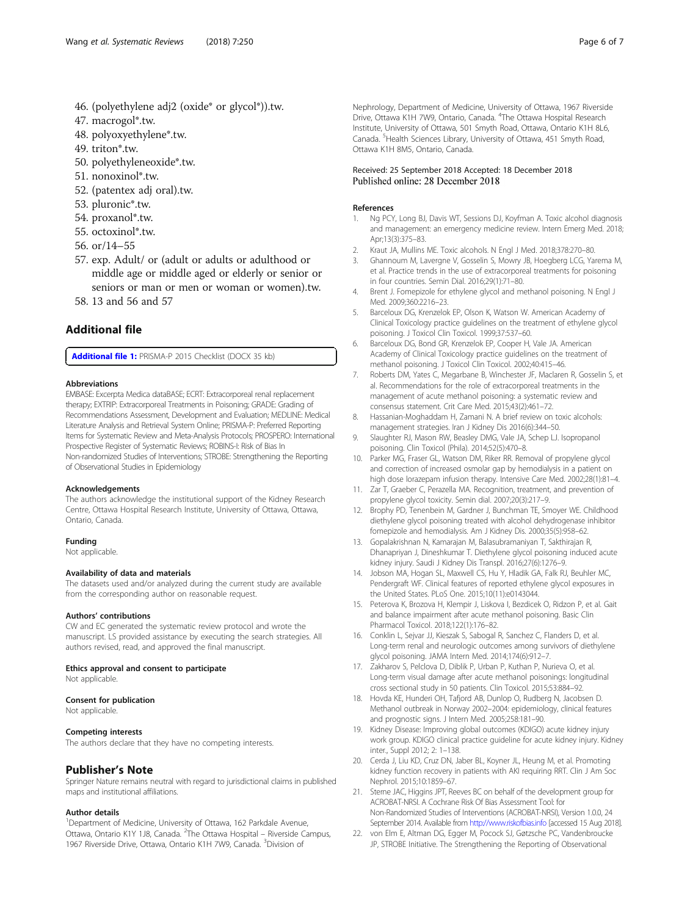46. (polyethylene adj2 (oxide* or glycol*)).tw.
47. macrogol*.tw.
48. polyoxyethylene*.tw.
49. triton*.tw.
50. polyethyleneoxide*.tw.
51. nonoxinol*.tw.
52. (patentex adj oral).tw.
53. pluronic*.tw.
54. proxanol*.tw.
55. octoxinol*.tw.
56. or/14–55
57. exp. Adult/ or (adult or adults or adulthood or middle age or middle aged or elderly or senior or seniors or man or men or woman or women).tw.
58. 13 and 56 and 57

## Additional file

**Additional file 1:** PRISMA-P 2015 Checklist (DOCX 35 kb)

#### Abbreviations

EMBASE: Excerpta Medica dataBASE; ECRT: Extracorporeal renal replacement therapy; EXTRIP: Extracorporeal Treatments in Poisoning; GRADE: Grading of Recommendations Assessment, Development and Evaluation; MEDLINE: Medical Literature Analysis and Retrieval System Online; PRISMA-P: Preferred Reporting Items for Systematic Review and Meta-Analysis Protocols; PROSPERO: International Prospective Register of Systematic Reviews; ROBINS-I: Risk of Bias In Non-randomized Studies of Interventions; STROBE: Strengthening the Reporting of Observational Studies in Epidemiology

#### Acknowledgements

The authors acknowledge the institutional support of the Kidney Research Centre, Ottawa Hospital Research Institute, University of Ottawa, Ottawa, Ontario, Canada.

#### Funding

Not applicable.

#### Availability of data and materials

The datasets used and/or analyzed during the current study are available from the corresponding author on reasonable request.

#### Authors' contributions

CW and EC generated the systematic review protocol and wrote the manuscript. LS provided assistance by executing the search strategies. All authors revised, read, and approved the final manuscript.

#### Ethics approval and consent to participate

Not applicable.

#### Consent for publication

Not applicable.

#### Competing interests

The authors declare that they have no competing interests.

## Publisher's Note

Springer Nature remains neutral with regard to jurisdictional claims in published maps and institutional affiliations.

#### Author details

[1]Department of Medicine, University of Ottawa, 162 Parkdale Avenue, Ottawa, Ontario K1Y 1J8, Canada. [2]The Ottawa Hospital – Riverside Campus, 1967 Riverside Drive, Ottawa, Ontario K1H 7W9, Canada. [3]Division of Nephrology, Department of Medicine, University of Ottawa, 1967 Riverside Drive, Ottawa K1H 7W9, Ontario, Canada. [4]The Ottawa Hospital Research Institute, University of Ottawa, 501 Smyth Road, Ottawa, Ontario K1H 8L6, Canada. [5]Health Sciences Library, University of Ottawa, 451 Smyth Road, Ottawa K1H 8M5, Ontario, Canada.

Received: 25 September 2018 Accepted: 18 December 2018
Published online: 28 December 2018

#### References

1. Ng PCY, Long BJ, Davis WT, Sessions DJ, Koyfman A. Toxic alcohol diagnosis and management: an emergency medicine review. Intern Emerg Med. 2018; Apr;13(3):375–83.
2. Kraut JA, Mullins ME. Toxic alcohols. N Engl J Med. 2018;378:270–80.
3. Ghannoum M, Lavergne V, Gosselin S, Mowry JB, Hoegberg LCG, Yarema M, et al. Practice trends in the use of extracorporeal treatments for poisoning in four countries. Semin Dial. 2016;29(1):71–80.
4. Brent J. Fomepizole for ethylene glycol and methanol poisoning. N Engl J Med. 2009;360:2216–23.
5. Barceloux DG, Krenzelok EP, Olson K, Watson W. American Academy of Clinical Toxicology practice guidelines on the treatment of ethylene glycol poisoning. J Toxicol Clin Toxicol. 1999;37:537–60.
6. Barceloux DG, Bond GR, Krenzelok EP, Cooper H, Vale JA. American Academy of Clinical Toxicology practice guidelines on the treatment of methanol poisoning. J Toxicol Clin Toxicol. 2002;40:415–46.
7. Roberts DM, Yates C, Megarbane B, Winchester JF, Maclaren R, Gosselin S, et al. Recommendations for the role of extracorporeal treatments in the management of acute methanol poisoning: a systematic review and consensus statement. Crit Care Med. 2015;43(2):461–72.
8. Hassanian-Moghaddam H, Zamani N. A brief review on toxic alcohols: management strategies. Iran J Kidney Dis 2016(6):344–50.
9. Slaughter RJ, Mason RW, Beasley DMG, Vale JA, Schep LJ. Isopropanol poisoning. Clin Toxicol (Phila). 2014;52(5):470–8.
10. Parker MG, Fraser GL, Watson DM, Riker RR. Removal of propylene glycol and correction of increased osmolar gap by hemodialysis in a patient on high dose lorazepam infusion therapy. Intensive Care Med. 2002;28(1):81–4.
11. Zar T, Graeber C, Perazella MA. Recognition, treatment, and prevention of propylene glycol toxicity. Semin dial. 2007;20(3):217–9.
12. Brophy PD, Tenenbein M, Gardner J, Bunchman TE, Smoyer WE. Childhood diethylene glycol poisoning treated with alcohol dehydrogenase inhibitor fomepizole and hemodialysis. Am J Kidney Dis. 2000;35(5):958–62.
13. Gopalakrishnan N, Kamarajan M, Balasubramaniyan T, Sakthirajan R, Dhanapriyan J, Dineshkumar T. Diethylene glycol poisoning induced acute kidney injury. Saudi J Kidney Dis Transpl. 2016;27(6):1276–9.
14. Jobson MA, Hogan SL, Maxwell CS, Hu Y, Hladik GA, Falk RJ, Beuhler MC, Pendergraft WF. Clinical features of reported ethylene glycol exposures in the United States. PLoS One. 2015;10(11):e0143044.
15. Peterova K, Brozova H, Klempir J, Liskova I, Bezdicek O, Ridzon P, et al. Gait and balance impairment after acute methanol poisoning. Basic Clin Pharmacol Toxicol. 2018;122(1):176–82.
16. Conklin L, Sejvar JJ, Kieszak S, Sabogal R, Sanchez C, Flanders D, et al. Long-term renal and neurologic outcomes among survivors of diethylene glycol poisoning. JAMA Intern Med. 2014;174(6):912–7.
17. Zakharov S, Pelclova D, Diblik P, Urban P, Kuthan P, Nurieva O, et al. Long-term visual damage after acute methanol poisonings: longitudinal cross sectional study in 50 patients. Clin Toxicol. 2015;53:884–92.
18. Hovda KE, Hunderi OH, Tafjord AB, Dunlop O, Rudberg N, Jacobsen D. Methanol outbreak in Norway 2002–2004: epidemiology, clinical features and prognostic signs. J Intern Med. 2005;258:181–90.
19. Kidney Disease: Improving global outcomes (KDIGO) acute kidney injury work group. KDIGO clinical practice guideline for acute kidney injury. Kidney inter., Suppl 2012; 2: 1–138.
20. Cerda J, Liu KD, Cruz DN, Jaber BL, Koyner JL, Heung M, et al. Promoting kidney function recovery in patients with AKI requiring RRT. Clin J Am Soc Nephrol. 2015;10:1859–67.
21. Sterne JAC, Higgins JPT, Reeves BC on behalf of the development group for ACROBAT-NRSI. A Cochrane Risk Of Bias Assessment Tool: for Non-Randomized Studies of Interventions (ACROBAT-NRSI), Version 1.0.0, 24 September 2014. Available from http://www.riskofbias.info [accessed 15 Aug 2018].
22. von Elm E, Altman DG, Egger M, Pocock SJ, Gøtzsche PC, Vandenbroucke JP, STROBE Initiative. The Strengthening the Reporting of Observational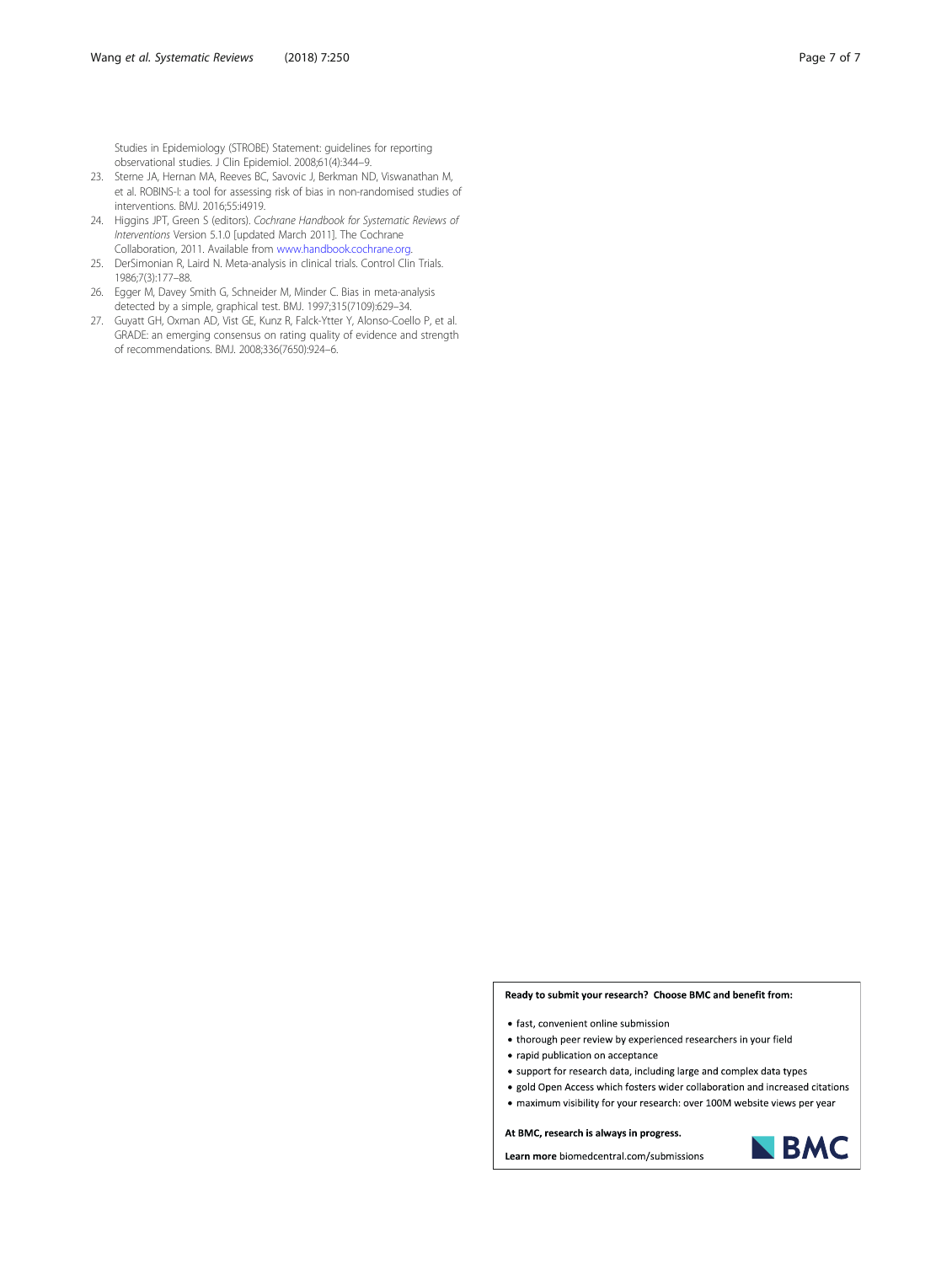Studies in Epidemiology (STROBE) Statement: guidelines for reporting observational studies. J Clin Epidemiol. 2008;61(4):344–9.

23. Sterne JA, Hernan MA, Reeves BC, Savovic J, Berkman ND, Viswanathan M, et al. ROBINS-I: a tool for assessing risk of bias in non-randomised studies of interventions. BMJ. 2016;55:i4919.
24. Higgins JPT, Green S (editors). *Cochrane Handbook for Systematic Reviews of Interventions* Version 5.1.0 [updated March 2011]. The Cochrane Collaboration, 2011. Available from www.handbook.cochrane.org.
25. DerSimonian R, Laird N. Meta-analysis in clinical trials. Control Clin Trials. 1986;7(3):177–88.
26. Egger M, Davey Smith G, Schneider M, Minder C. Bias in meta-analysis detected by a simple, graphical test. BMJ. 1997;315(7109):629–34.
27. Guyatt GH, Oxman AD, Vist GE, Kunz R, Falck-Ytter Y, Alonso-Coello P, et al. GRADE: an emerging consensus on rating quality of evidence and strength of recommendations. BMJ. 2008;336(7650):924–6.

**Ready to submit your research? Choose BMC and benefit from:**

- fast, convenient online submission
- thorough peer review by experienced researchers in your field
- rapid publication on acceptance
- support for research data, including large and complex data types
- gold Open Access which fosters wider collaboration and increased citations
- maximum visibility for your research: over 100M website views per year

**At BMC, research is always in progress.**

**Learn more** biomedcentral.com/submissions

BMC